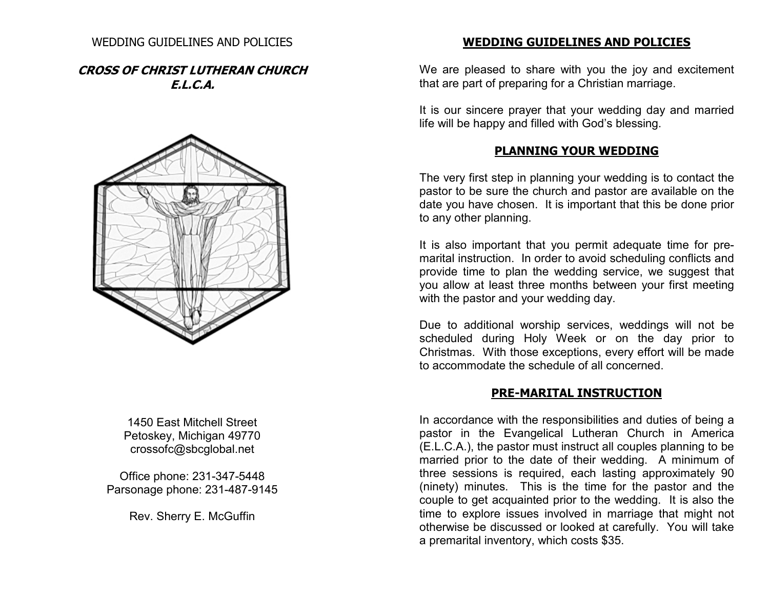WEDDING GUIDELINES AND POLICIES

***CROSS OF CHRIST LUTHERAN CHURCH***
***E.L.C.A.***

1450 East Mitchell Street
Petoskey, Michigan 49770
crossofc@sbcglobal.net

Office phone: 231-347-5448
Parsonage phone: 231-487-9145

Rev. Sherry E. McGuffin

## WEDDING GUIDELINES AND POLICIES

We are pleased to share with you the joy and excitement that are part of preparing for a Christian marriage.

It is our sincere prayer that your wedding day and married life will be happy and filled with God's blessing.

## PLANNING YOUR WEDDING

The very first step in planning your wedding is to contact the pastor to be sure the church and pastor are available on the date you have chosen. It is important that this be done prior to any other planning.

It is also important that you permit adequate time for pre-marital instruction. In order to avoid scheduling conflicts and provide time to plan the wedding service, we suggest that you allow at least three months between your first meeting with the pastor and your wedding day.

Due to additional worship services, weddings will not be scheduled during Holy Week or on the day prior to Christmas. With those exceptions, every effort will be made to accommodate the schedule of all concerned.

## PRE-MARITAL INSTRUCTION

In accordance with the responsibilities and duties of being a pastor in the Evangelical Lutheran Church in America (E.L.C.A.), the pastor must instruct all couples planning to be married prior to the date of their wedding. A minimum of three sessions is required, each lasting approximately 90 (ninety) minutes. This is the time for the pastor and the couple to get acquainted prior to the wedding. It is also the time to explore issues involved in marriage that might not otherwise be discussed or looked at carefully. You will take a premarital inventory, which costs $35.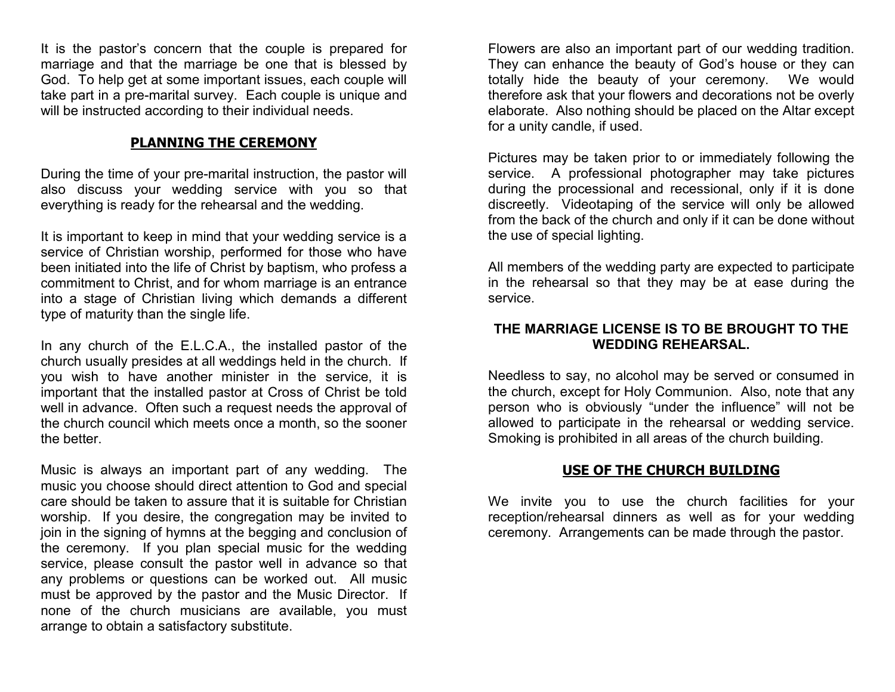It is the pastor's concern that the couple is prepared for marriage and that the marriage be one that is blessed by God. To help get at some important issues, each couple will take part in a pre-marital survey. Each couple is unique and will be instructed according to their individual needs.

## PLANNING THE CEREMONY

During the time of your pre-marital instruction, the pastor will also discuss your wedding service with you so that everything is ready for the rehearsal and the wedding.

It is important to keep in mind that your wedding service is a service of Christian worship, performed for those who have been initiated into the life of Christ by baptism, who profess a commitment to Christ, and for whom marriage is an entrance into a stage of Christian living which demands a different type of maturity than the single life.

In any church of the E.L.C.A., the installed pastor of the church usually presides at all weddings held in the church. If you wish to have another minister in the service, it is important that the installed pastor at Cross of Christ be told well in advance. Often such a request needs the approval of the church council which meets once a month, so the sooner the better.

Music is always an important part of any wedding. The music you choose should direct attention to God and special care should be taken to assure that it is suitable for Christian worship. If you desire, the congregation may be invited to join in the signing of hymns at the begging and conclusion of the ceremony. If you plan special music for the wedding service, please consult the pastor well in advance so that any problems or questions can be worked out. All music must be approved by the pastor and the Music Director. If none of the church musicians are available, you must arrange to obtain a satisfactory substitute.

Flowers are also an important part of our wedding tradition. They can enhance the beauty of God's house or they can totally hide the beauty of your ceremony. We would therefore ask that your flowers and decorations not be overly elaborate. Also nothing should be placed on the Altar except for a unity candle, if used.

Pictures may be taken prior to or immediately following the service. A professional photographer may take pictures during the processional and recessional, only if it is done discreetly. Videotaping of the service will only be allowed from the back of the church and only if it can be done without the use of special lighting.

All members of the wedding party are expected to participate in the rehearsal so that they may be at ease during the service.

**THE MARRIAGE LICENSE IS TO BE BROUGHT TO THE WEDDING REHEARSAL.**

Needless to say, no alcohol may be served or consumed in the church, except for Holy Communion. Also, note that any person who is obviously "under the influence" will not be allowed to participate in the rehearsal or wedding service. Smoking is prohibited in all areas of the church building.

## USE OF THE CHURCH BUILDING

We invite you to use the church facilities for your reception/rehearsal dinners as well as for your wedding ceremony. Arrangements can be made through the pastor.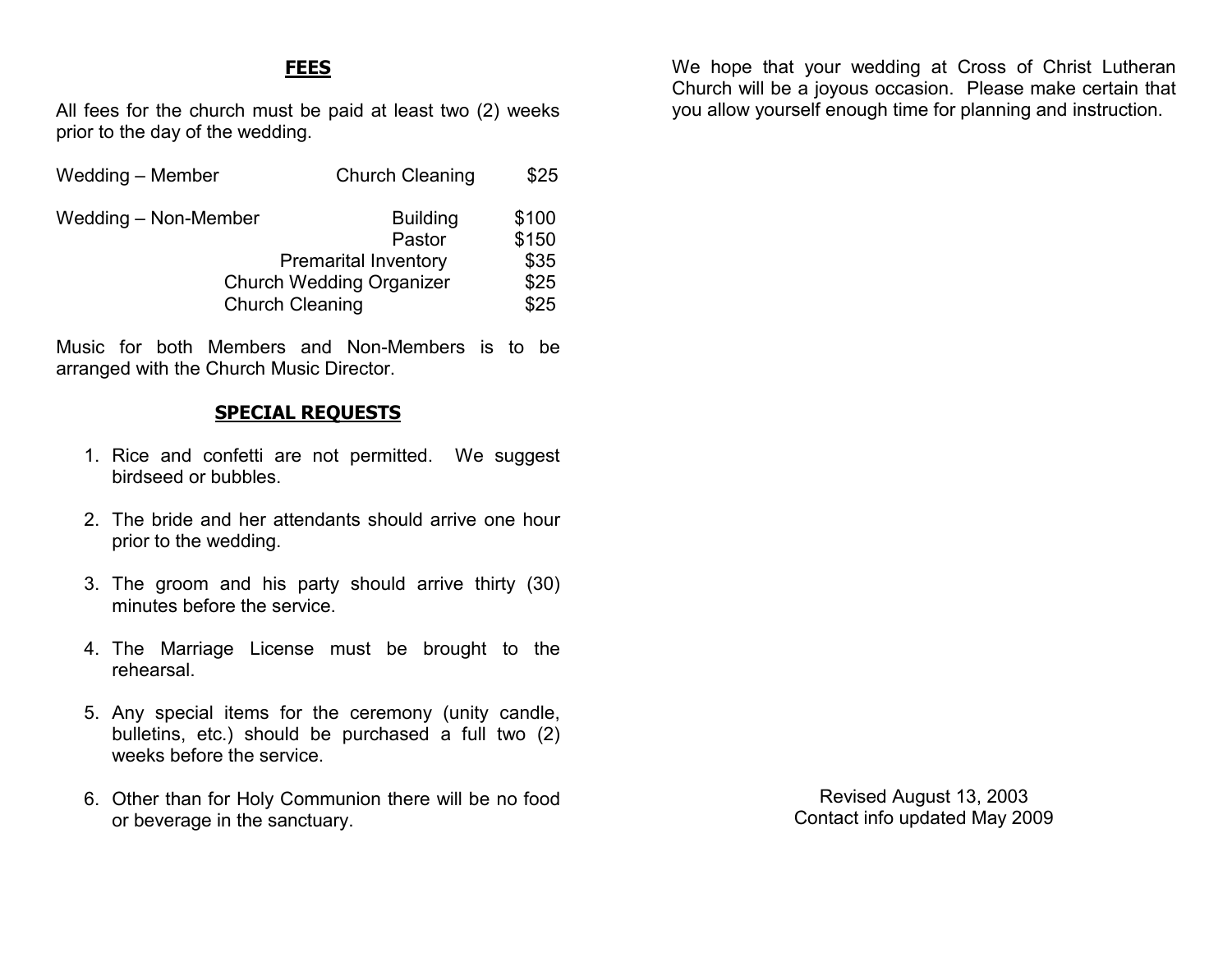## FEES

All fees for the church must be paid at least two (2) weeks prior to the day of the wedding.

| | | |
|---|---|---|
| Wedding – Member | Church Cleaning | $25 |
| Wedding – Non-Member | Building | $100 |
| | Pastor | $150 |
| | Premarital Inventory | $35 |
| | Church Wedding Organizer | $25 |
| | Church Cleaning | $25 |

Music for both Members and Non-Members is to be arranged with the Church Music Director.

## SPECIAL REQUESTS

1. Rice and confetti are not permitted. We suggest birdseed or bubbles.
2. The bride and her attendants should arrive one hour prior to the wedding.
3. The groom and his party should arrive thirty (30) minutes before the service.
4. The Marriage License must be brought to the rehearsal.
5. Any special items for the ceremony (unity candle, bulletins, etc.) should be purchased a full two (2) weeks before the service.
6. Other than for Holy Communion there will be no food or beverage in the sanctuary.

We hope that your wedding at Cross of Christ Lutheran Church will be a joyous occasion. Please make certain that you allow yourself enough time for planning and instruction.

Revised August 13, 2003
Contact info updated May 2009